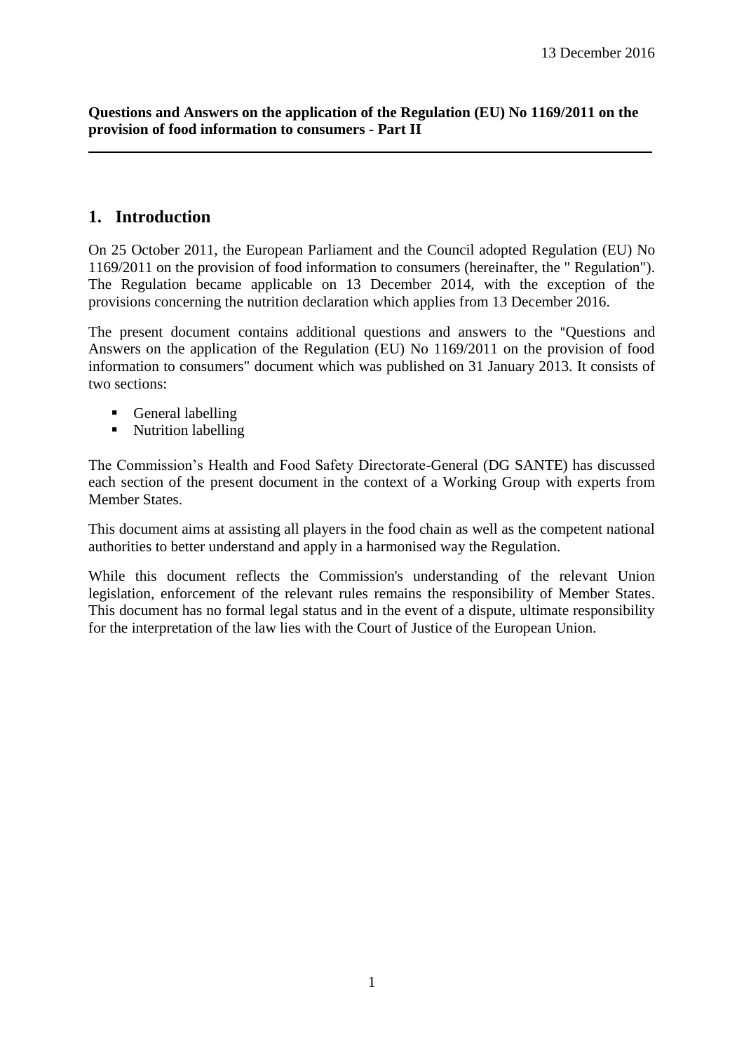13 December 2016

**Questions and Answers on the application of the Regulation (EU) No 1169/2011 on the provision of food information to consumers - Part II**

---

## 1. Introduction

On 25 October 2011, the European Parliament and the Council adopted Regulation (EU) No 1169/2011 on the provision of food information to consumers (hereinafter, the " Regulation"). The Regulation became applicable on 13 December 2014, with the exception of the provisions concerning the nutrition declaration which applies from 13 December 2016.

The present document contains additional questions and answers to the "Questions and Answers on the application of the Regulation (EU) No 1169/2011 on the provision of food information to consumers" document which was published on 31 January 2013. It consists of two sections:

- General labelling
- Nutrition labelling

The Commission's Health and Food Safety Directorate-General (DG SANTE) has discussed each section of the present document in the context of a Working Group with experts from Member States.

This document aims at assisting all players in the food chain as well as the competent national authorities to better understand and apply in a harmonised way the Regulation.

While this document reflects the Commission's understanding of the relevant Union legislation, enforcement of the relevant rules remains the responsibility of Member States. This document has no formal legal status and in the event of a dispute, ultimate responsibility for the interpretation of the law lies with the Court of Justice of the European Union.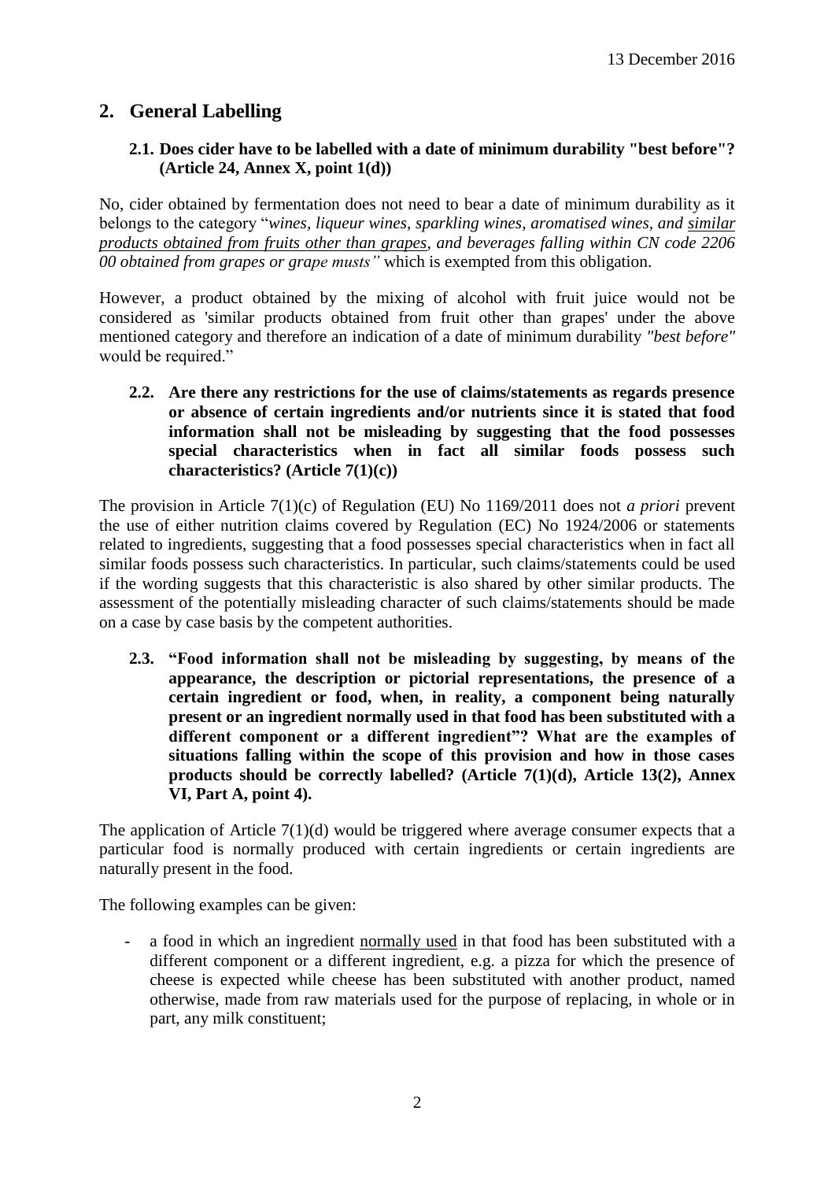13 December 2016

## 2. General Labelling

### 2.1. Does cider have to be labelled with a date of minimum durability "best before"? (Article 24, Annex X, point 1(d))

No, cider obtained by fermentation does not need to bear a date of minimum durability as it belongs to the category "*wines, liqueur wines, sparkling wines, aromatised wines, and similar products obtained from fruits other than grapes, and beverages falling within CN code 2206 00 obtained from grapes or grape musts"* which is exempted from this obligation.

However, a product obtained by the mixing of alcohol with fruit juice would not be considered as 'similar products obtained from fruit other than grapes' under the above mentioned category and therefore an indication of a date of minimum durability *"best before"* would be required."

### 2.2. Are there any restrictions for the use of claims/statements as regards presence or absence of certain ingredients and/or nutrients since it is stated that food information shall not be misleading by suggesting that the food possesses special characteristics when in fact all similar foods possess such characteristics? (Article 7(1)(c))

The provision in Article 7(1)(c) of Regulation (EU) No 1169/2011 does not *a priori* prevent the use of either nutrition claims covered by Regulation (EC) No 1924/2006 or statements related to ingredients, suggesting that a food possesses special characteristics when in fact all similar foods possess such characteristics. In particular, such claims/statements could be used if the wording suggests that this characteristic is also shared by other similar products. The assessment of the potentially misleading character of such claims/statements should be made on a case by case basis by the competent authorities.

### 2.3. "Food information shall not be misleading by suggesting, by means of the appearance, the description or pictorial representations, the presence of a certain ingredient or food, when, in reality, a component being naturally present or an ingredient normally used in that food has been substituted with a different component or a different ingredient"? What are the examples of situations falling within the scope of this provision and how in those cases products should be correctly labelled? (Article 7(1)(d), Article 13(2), Annex VI, Part A, point 4).

The application of Article 7(1)(d) would be triggered where average consumer expects that a particular food is normally produced with certain ingredients or certain ingredients are naturally present in the food.

The following examples can be given:

- a food in which an ingredient normally used in that food has been substituted with a different component or a different ingredient, e.g. a pizza for which the presence of cheese is expected while cheese has been substituted with another product, named otherwise, made from raw materials used for the purpose of replacing, in whole or in part, any milk constituent;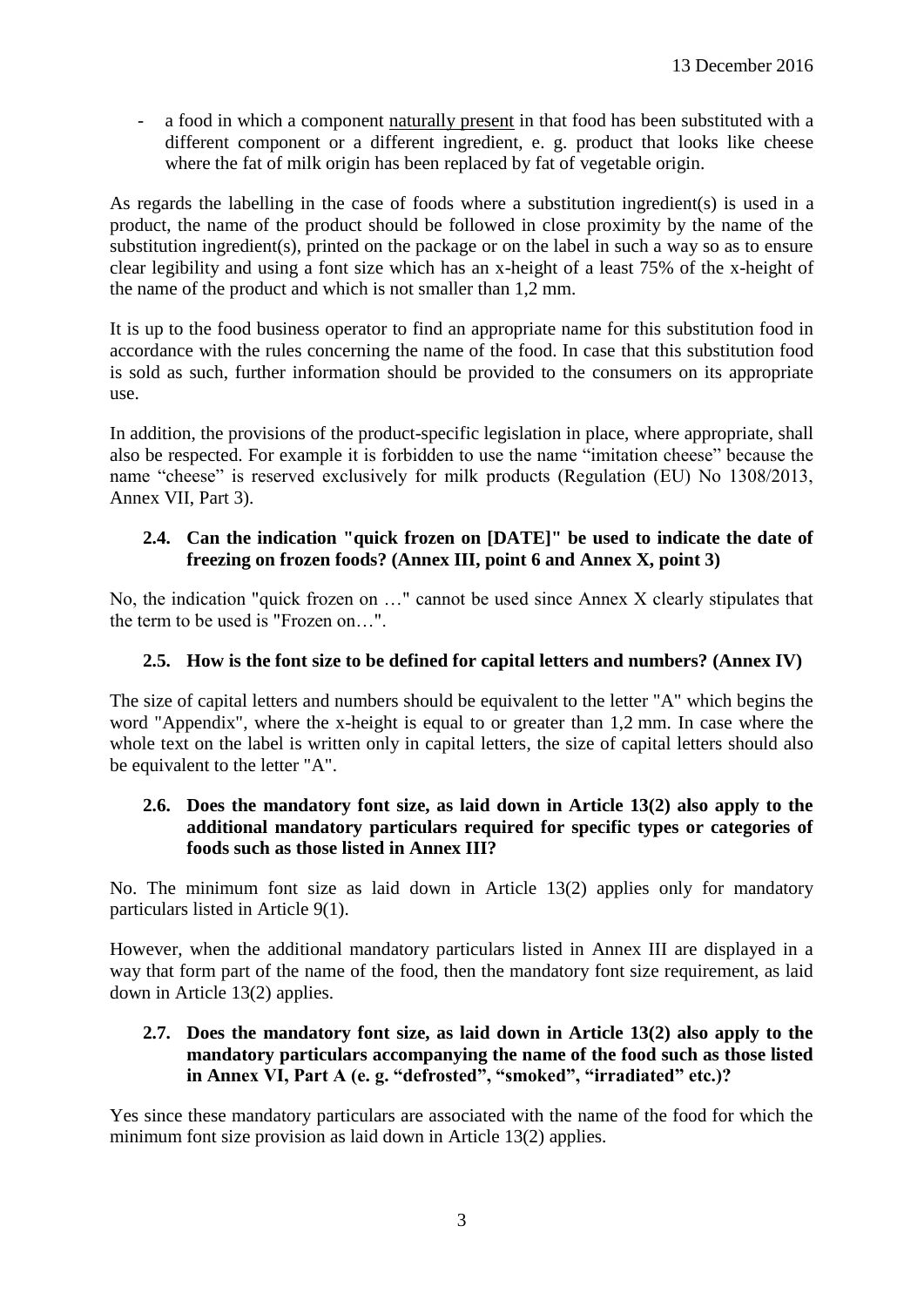- a food in which a component naturally present in that food has been substituted with a different component or a different ingredient, e. g. product that looks like cheese where the fat of milk origin has been replaced by fat of vegetable origin.

As regards the labelling in the case of foods where a substitution ingredient(s) is used in a product, the name of the product should be followed in close proximity by the name of the substitution ingredient(s), printed on the package or on the label in such a way so as to ensure clear legibility and using a font size which has an x-height of a least 75% of the x-height of the name of the product and which is not smaller than 1,2 mm.

It is up to the food business operator to find an appropriate name for this substitution food in accordance with the rules concerning the name of the food. In case that this substitution food is sold as such, further information should be provided to the consumers on its appropriate use.

In addition, the provisions of the product-specific legislation in place, where appropriate, shall also be respected. For example it is forbidden to use the name "imitation cheese" because the name "cheese" is reserved exclusively for milk products (Regulation (EU) No 1308/2013, Annex VII, Part 3).

### 2.4. Can the indication "quick frozen on [DATE]" be used to indicate the date of freezing on frozen foods? (Annex III, point 6 and Annex X, point 3)

No, the indication "quick frozen on …" cannot be used since Annex X clearly stipulates that the term to be used is "Frozen on…".

### 2.5. How is the font size to be defined for capital letters and numbers? (Annex IV)

The size of capital letters and numbers should be equivalent to the letter "A" which begins the word "Appendix", where the x-height is equal to or greater than 1,2 mm. In case where the whole text on the label is written only in capital letters, the size of capital letters should also be equivalent to the letter "A".

### 2.6. Does the mandatory font size, as laid down in Article 13(2) also apply to the additional mandatory particulars required for specific types or categories of foods such as those listed in Annex III?

No. The minimum font size as laid down in Article 13(2) applies only for mandatory particulars listed in Article 9(1).

However, when the additional mandatory particulars listed in Annex III are displayed in a way that form part of the name of the food, then the mandatory font size requirement, as laid down in Article 13(2) applies.

### 2.7. Does the mandatory font size, as laid down in Article 13(2) also apply to the mandatory particulars accompanying the name of the food such as those listed in Annex VI, Part A (e. g. "defrosted", "smoked", "irradiated" etc.)?

Yes since these mandatory particulars are associated with the name of the food for which the minimum font size provision as laid down in Article 13(2) applies.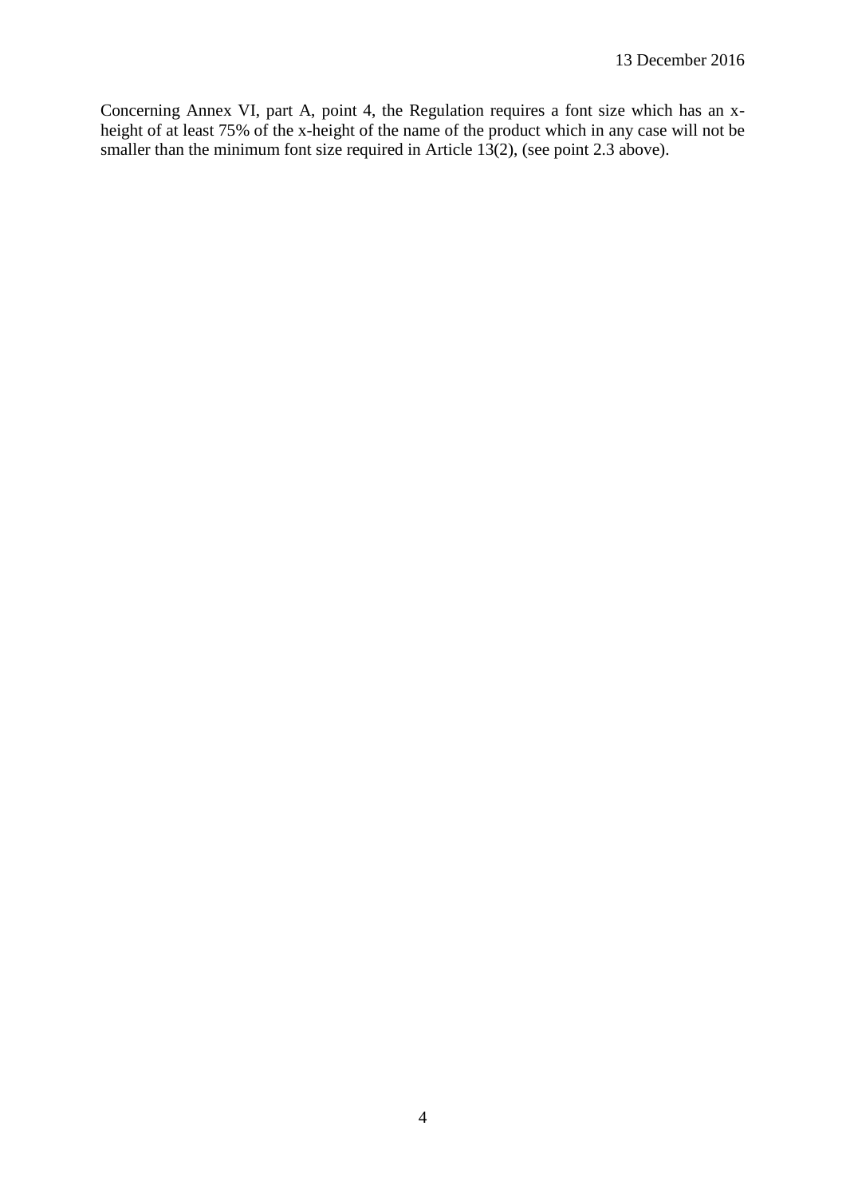Concerning Annex VI, part A, point 4, the Regulation requires a font size which has an x-height of at least 75% of the x-height of the name of the product which in any case will not be smaller than the minimum font size required in Article 13(2), (see point 2.3 above).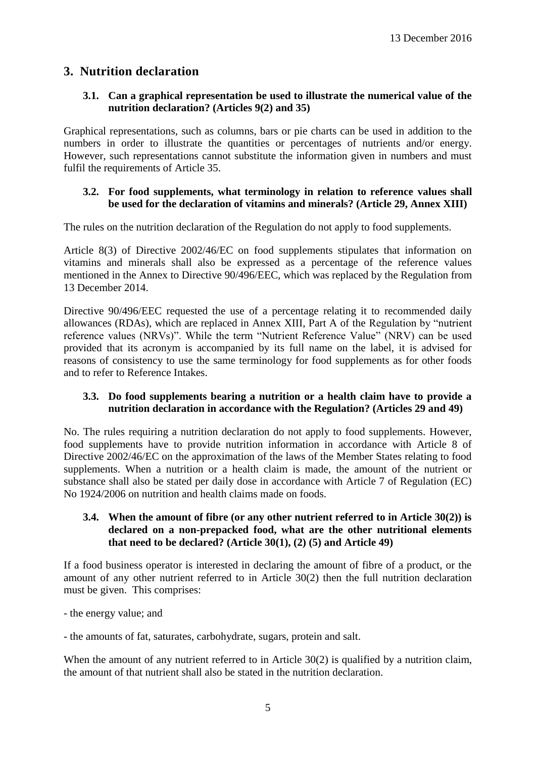## 3. Nutrition declaration

### 3.1. Can a graphical representation be used to illustrate the numerical value of the nutrition declaration? (Articles 9(2) and 35)

Graphical representations, such as columns, bars or pie charts can be used in addition to the numbers in order to illustrate the quantities or percentages of nutrients and/or energy. However, such representations cannot substitute the information given in numbers and must fulfil the requirements of Article 35.

### 3.2. For food supplements, what terminology in relation to reference values shall be used for the declaration of vitamins and minerals? (Article 29, Annex XIII)

The rules on the nutrition declaration of the Regulation do not apply to food supplements.

Article 8(3) of Directive 2002/46/EC on food supplements stipulates that information on vitamins and minerals shall also be expressed as a percentage of the reference values mentioned in the Annex to Directive 90/496/EEC, which was replaced by the Regulation from 13 December 2014.

Directive 90/496/EEC requested the use of a percentage relating it to recommended daily allowances (RDAs), which are replaced in Annex XIII, Part A of the Regulation by "nutrient reference values (NRVs)". While the term "Nutrient Reference Value" (NRV) can be used provided that its acronym is accompanied by its full name on the label, it is advised for reasons of consistency to use the same terminology for food supplements as for other foods and to refer to Reference Intakes.

### 3.3. Do food supplements bearing a nutrition or a health claim have to provide a nutrition declaration in accordance with the Regulation? (Articles 29 and 49)

No. The rules requiring a nutrition declaration do not apply to food supplements. However, food supplements have to provide nutrition information in accordance with Article 8 of Directive 2002/46/EC on the approximation of the laws of the Member States relating to food supplements. When a nutrition or a health claim is made, the amount of the nutrient or substance shall also be stated per daily dose in accordance with Article 7 of Regulation (EC) No 1924/2006 on nutrition and health claims made on foods.

### 3.4. When the amount of fibre (or any other nutrient referred to in Article 30(2)) is declared on a non-prepacked food, what are the other nutritional elements that need to be declared? (Article 30(1), (2) (5) and Article 49)

If a food business operator is interested in declaring the amount of fibre of a product, or the amount of any other nutrient referred to in Article 30(2) then the full nutrition declaration must be given. This comprises:

- the energy value; and

- the amounts of fat, saturates, carbohydrate, sugars, protein and salt.

When the amount of any nutrient referred to in Article 30(2) is qualified by a nutrition claim, the amount of that nutrient shall also be stated in the nutrition declaration.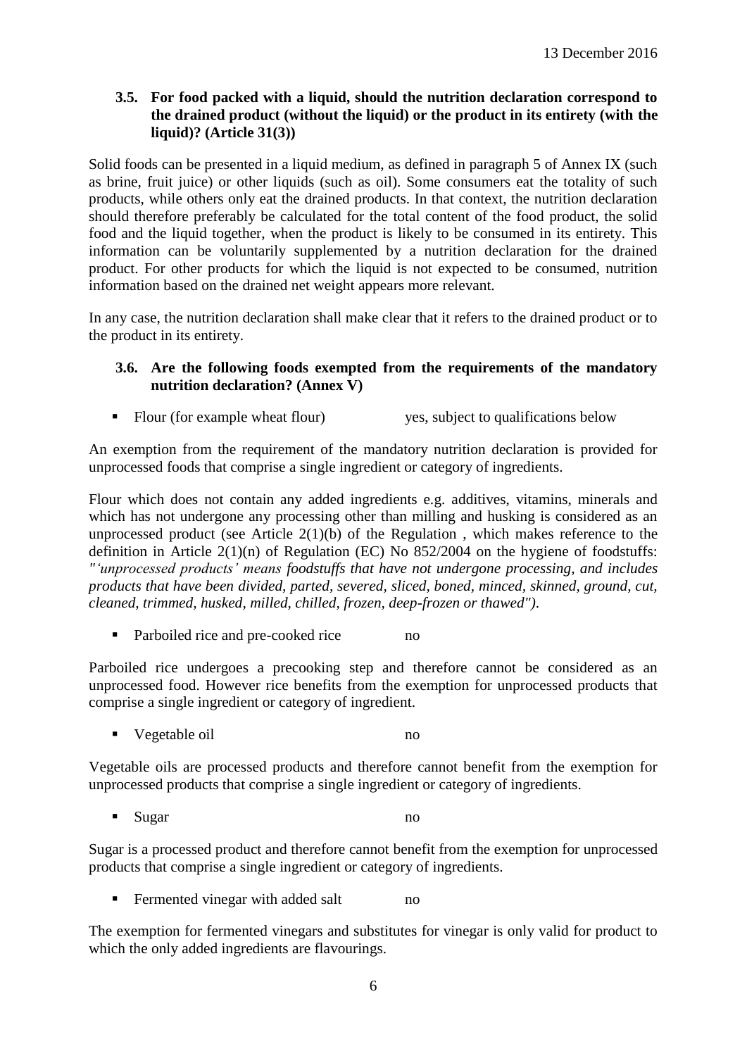### 3.5. For food packed with a liquid, should the nutrition declaration correspond to the drained product (without the liquid) or the product in its entirety (with the liquid)? (Article 31(3))

Solid foods can be presented in a liquid medium, as defined in paragraph 5 of Annex IX (such as brine, fruit juice) or other liquids (such as oil). Some consumers eat the totality of such products, while others only eat the drained products. In that context, the nutrition declaration should therefore preferably be calculated for the total content of the food product, the solid food and the liquid together, when the product is likely to be consumed in its entirety. This information can be voluntarily supplemented by a nutrition declaration for the drained product. For other products for which the liquid is not expected to be consumed, nutrition information based on the drained net weight appears more relevant.

In any case, the nutrition declaration shall make clear that it refers to the drained product or to the product in its entirety.

### 3.6. Are the following foods exempted from the requirements of the mandatory nutrition declaration? (Annex V)

- Flour (for example wheat flour) yes, subject to qualifications below

An exemption from the requirement of the mandatory nutrition declaration is provided for unprocessed foods that comprise a single ingredient or category of ingredients.

Flour which does not contain any added ingredients e.g. additives, vitamins, minerals and which has not undergone any processing other than milling and husking is considered as an unprocessed product (see Article 2(1)(b) of the Regulation , which makes reference to the definition in Article 2(1)(n) of Regulation (EC) No 852/2004 on the hygiene of foodstuffs: *"'unprocessed products' means foodstuffs that have not undergone processing, and includes products that have been divided, parted, severed, sliced, boned, minced, skinned, ground, cut, cleaned, trimmed, husked, milled, chilled, frozen, deep-frozen or thawed")*.

- Parboiled rice and pre-cooked rice no

Parboiled rice undergoes a precooking step and therefore cannot be considered as an unprocessed food. However rice benefits from the exemption for unprocessed products that comprise a single ingredient or category of ingredient.

- Vegetable oil no

Vegetable oils are processed products and therefore cannot benefit from the exemption for unprocessed products that comprise a single ingredient or category of ingredients.

- Sugar no

Sugar is a processed product and therefore cannot benefit from the exemption for unprocessed products that comprise a single ingredient or category of ingredients.

- Fermented vinegar with added salt no

The exemption for fermented vinegars and substitutes for vinegar is only valid for product to which the only added ingredients are flavourings.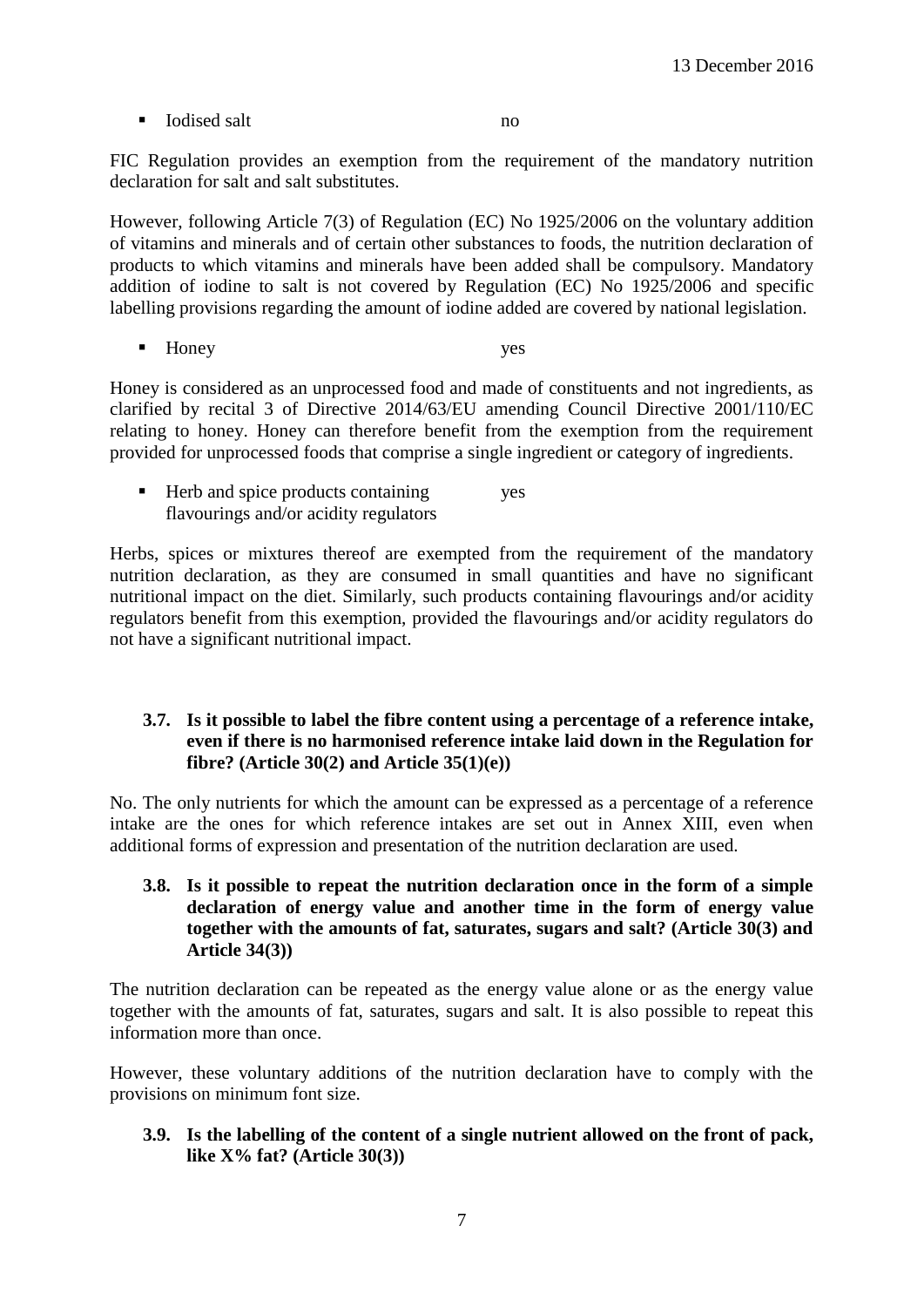- Iodised salt no

FIC Regulation provides an exemption from the requirement of the mandatory nutrition declaration for salt and salt substitutes.

However, following Article 7(3) of Regulation (EC) No 1925/2006 on the voluntary addition of vitamins and minerals and of certain other substances to foods, the nutrition declaration of products to which vitamins and minerals have been added shall be compulsory. Mandatory addition of iodine to salt is not covered by Regulation (EC) No 1925/2006 and specific labelling provisions regarding the amount of iodine added are covered by national legislation.

- Honey yes

Honey is considered as an unprocessed food and made of constituents and not ingredients, as clarified by recital 3 of Directive 2014/63/EU amending Council Directive 2001/110/EC relating to honey. Honey can therefore benefit from the exemption from the requirement provided for unprocessed foods that comprise a single ingredient or category of ingredients.

- Herb and spice products containing flavourings and/or acidity regulators yes

Herbs, spices or mixtures thereof are exempted from the requirement of the mandatory nutrition declaration, as they are consumed in small quantities and have no significant nutritional impact on the diet. Similarly, such products containing flavourings and/or acidity regulators benefit from this exemption, provided the flavourings and/or acidity regulators do not have a significant nutritional impact.

### 3.7. Is it possible to label the fibre content using a percentage of a reference intake, even if there is no harmonised reference intake laid down in the Regulation for fibre? (Article 30(2) and Article 35(1)(e))

No. The only nutrients for which the amount can be expressed as a percentage of a reference intake are the ones for which reference intakes are set out in Annex XIII, even when additional forms of expression and presentation of the nutrition declaration are used.

### 3.8. Is it possible to repeat the nutrition declaration once in the form of a simple declaration of energy value and another time in the form of energy value together with the amounts of fat, saturates, sugars and salt? (Article 30(3) and Article 34(3))

The nutrition declaration can be repeated as the energy value alone or as the energy value together with the amounts of fat, saturates, sugars and salt. It is also possible to repeat this information more than once.

However, these voluntary additions of the nutrition declaration have to comply with the provisions on minimum font size.

### 3.9. Is the labelling of the content of a single nutrient allowed on the front of pack, like X% fat? (Article 30(3))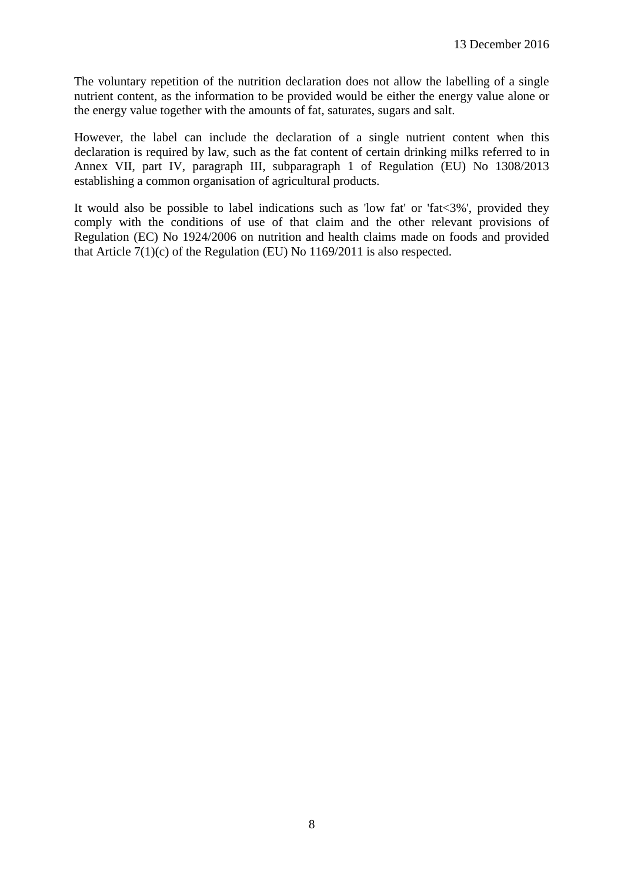The voluntary repetition of the nutrition declaration does not allow the labelling of a single nutrient content, as the information to be provided would be either the energy value alone or the energy value together with the amounts of fat, saturates, sugars and salt.

However, the label can include the declaration of a single nutrient content when this declaration is required by law, such as the fat content of certain drinking milks referred to in Annex VII, part IV, paragraph III, subparagraph 1 of Regulation (EU) No 1308/2013 establishing a common organisation of agricultural products.

It would also be possible to label indications such as 'low fat' or 'fat<3%', provided they comply with the conditions of use of that claim and the other relevant provisions of Regulation (EC) No 1924/2006 on nutrition and health claims made on foods and provided that Article 7(1)(c) of the Regulation (EU) No 1169/2011 is also respected.